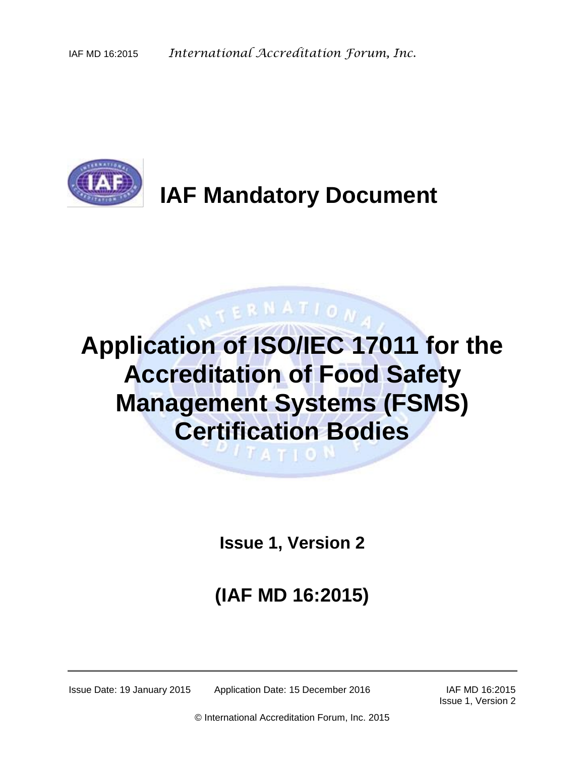# IAF Mandatory Document

# Application of ISO/IEC 17011 for the Accreditation of Food Safety Management Systems (FSMS) Certification Bodies

**Issue 1, Version 2**

**(IAF MD 16:2015)**

Issue Date: 19 January 2015 Application Date: 15 December 2016

© International Accreditation Forum, Inc. 2015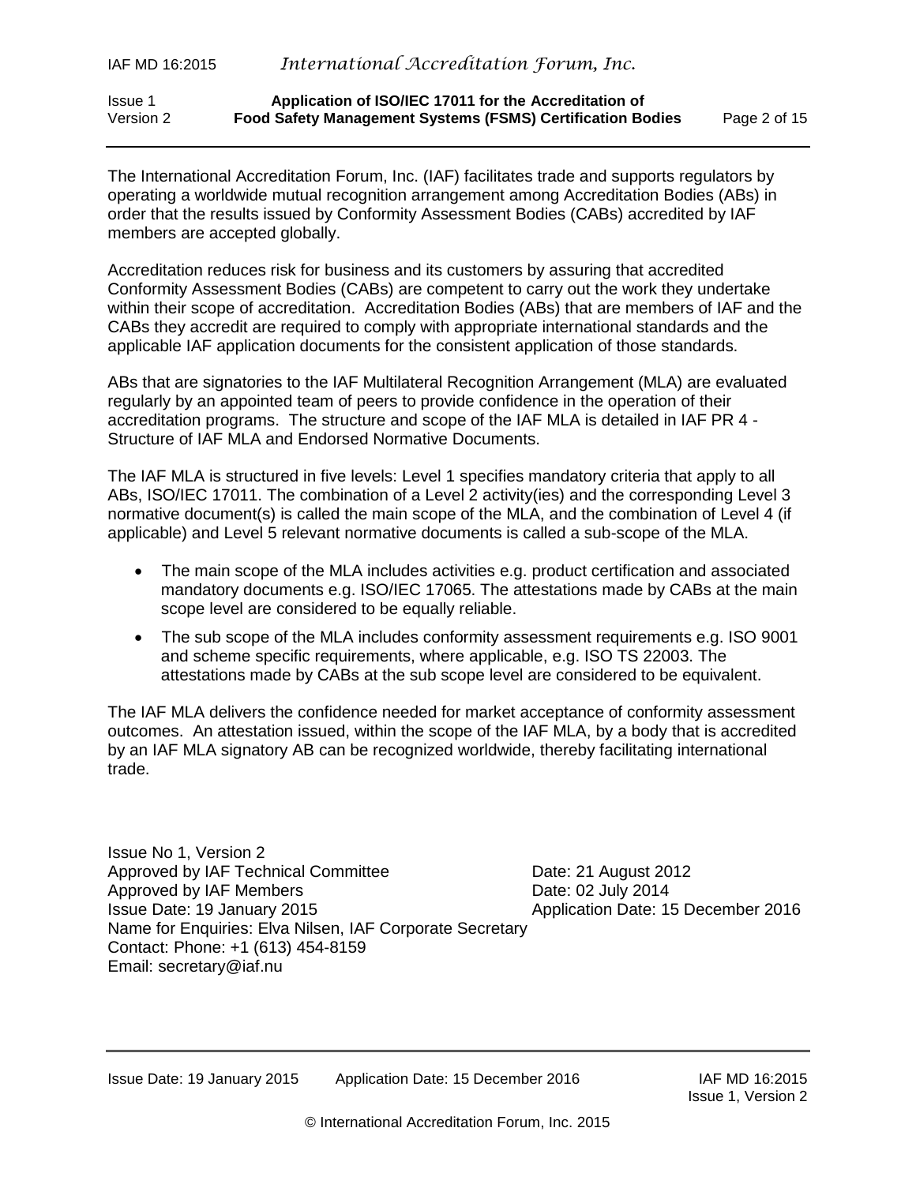The International Accreditation Forum, Inc. (IAF) facilitates trade and supports regulators by operating a worldwide mutual recognition arrangement among Accreditation Bodies (ABs) in order that the results issued by Conformity Assessment Bodies (CABs) accredited by IAF members are accepted globally.

Accreditation reduces risk for business and its customers by assuring that accredited Conformity Assessment Bodies (CABs) are competent to carry out the work they undertake within their scope of accreditation. Accreditation Bodies (ABs) that are members of IAF and the CABs they accredit are required to comply with appropriate international standards and the applicable IAF application documents for the consistent application of those standards.

ABs that are signatories to the IAF Multilateral Recognition Arrangement (MLA) are evaluated regularly by an appointed team of peers to provide confidence in the operation of their accreditation programs. The structure and scope of the IAF MLA is detailed in IAF PR 4 - Structure of IAF MLA and Endorsed Normative Documents.

The IAF MLA is structured in five levels: Level 1 specifies mandatory criteria that apply to all ABs, ISO/IEC 17011. The combination of a Level 2 activity(ies) and the corresponding Level 3 normative document(s) is called the main scope of the MLA, and the combination of Level 4 (if applicable) and Level 5 relevant normative documents is called a sub-scope of the MLA.

- The main scope of the MLA includes activities e.g. product certification and associated mandatory documents e.g. ISO/IEC 17065. The attestations made by CABs at the main scope level are considered to be equally reliable.
- The sub scope of the MLA includes conformity assessment requirements e.g. ISO 9001 and scheme specific requirements, where applicable, e.g. ISO TS 22003. The attestations made by CABs at the sub scope level are considered to be equivalent.

The IAF MLA delivers the confidence needed for market acceptance of conformity assessment outcomes. An attestation issued, within the scope of the IAF MLA, by a body that is accredited by an IAF MLA signatory AB can be recognized worldwide, thereby facilitating international trade.

Issue No 1, Version 2
Approved by IAF Technical Committee — Date: 21 August 2012
Approved by IAF Members — Date: 02 July 2014
Issue Date: 19 January 2015 — Application Date: 15 December 2016
Name for Enquiries: Elva Nilsen, IAF Corporate Secretary
Contact: Phone: +1 (613) 454-8159
Email: secretary@iaf.nu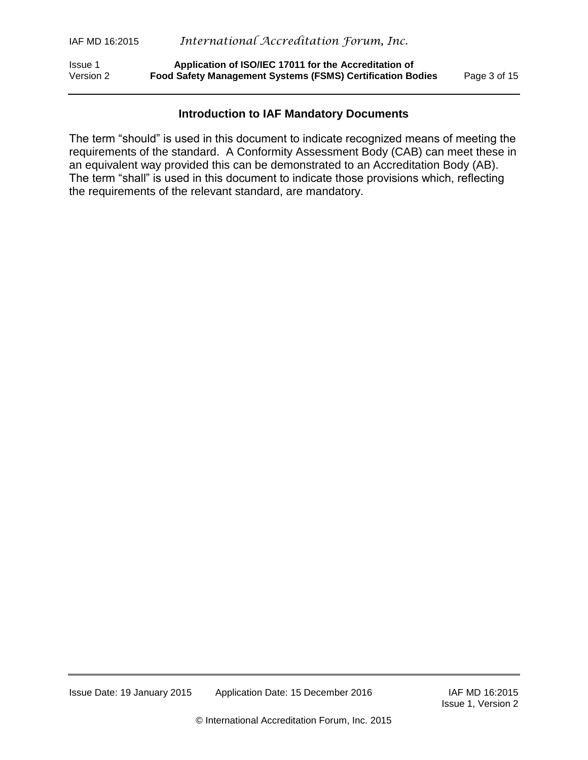## Introduction to IAF Mandatory Documents

The term “should” is used in this document to indicate recognized means of meeting the requirements of the standard. A Conformity Assessment Body (CAB) can meet these in an equivalent way provided this can be demonstrated to an Accreditation Body (AB). The term “shall” is used in this document to indicate those provisions which, reflecting the requirements of the relevant standard, are mandatory.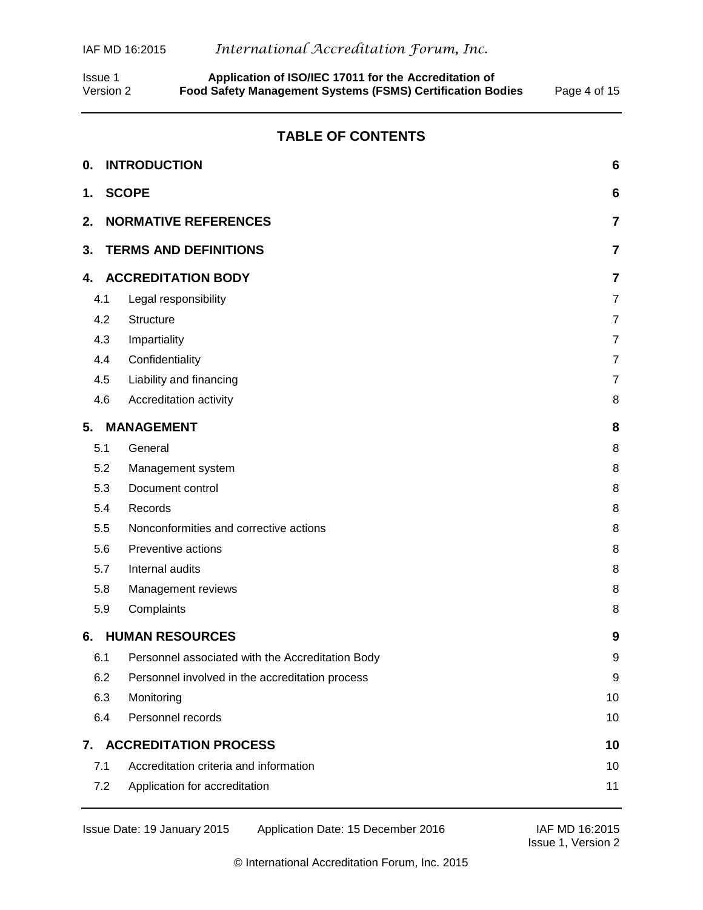## TABLE OF CONTENTS

**0. INTRODUCTION** 6

**1. SCOPE** 6

**2. NORMATIVE REFERENCES** 7

**3. TERMS AND DEFINITIONS** 7

**4. ACCREDITATION BODY** 7

- 4.1 Legal responsibility 7
- 4.2 Structure 7
- 4.3 Impartiality 7
- 4.4 Confidentiality 7
- 4.5 Liability and financing 7
- 4.6 Accreditation activity 8

**5. MANAGEMENT** 8

- 5.1 General 8
- 5.2 Management system 8
- 5.3 Document control 8
- 5.4 Records 8
- 5.5 Nonconformities and corrective actions 8
- 5.6 Preventive actions 8
- 5.7 Internal audits 8
- 5.8 Management reviews 8
- 5.9 Complaints 8

**6. HUMAN RESOURCES** 9

- 6.1 Personnel associated with the Accreditation Body 9
- 6.2 Personnel involved in the accreditation process 9
- 6.3 Monitoring 10
- 6.4 Personnel records 10

**7. ACCREDITATION PROCESS** 10

- 7.1 Accreditation criteria and information 10
- 7.2 Application for accreditation 11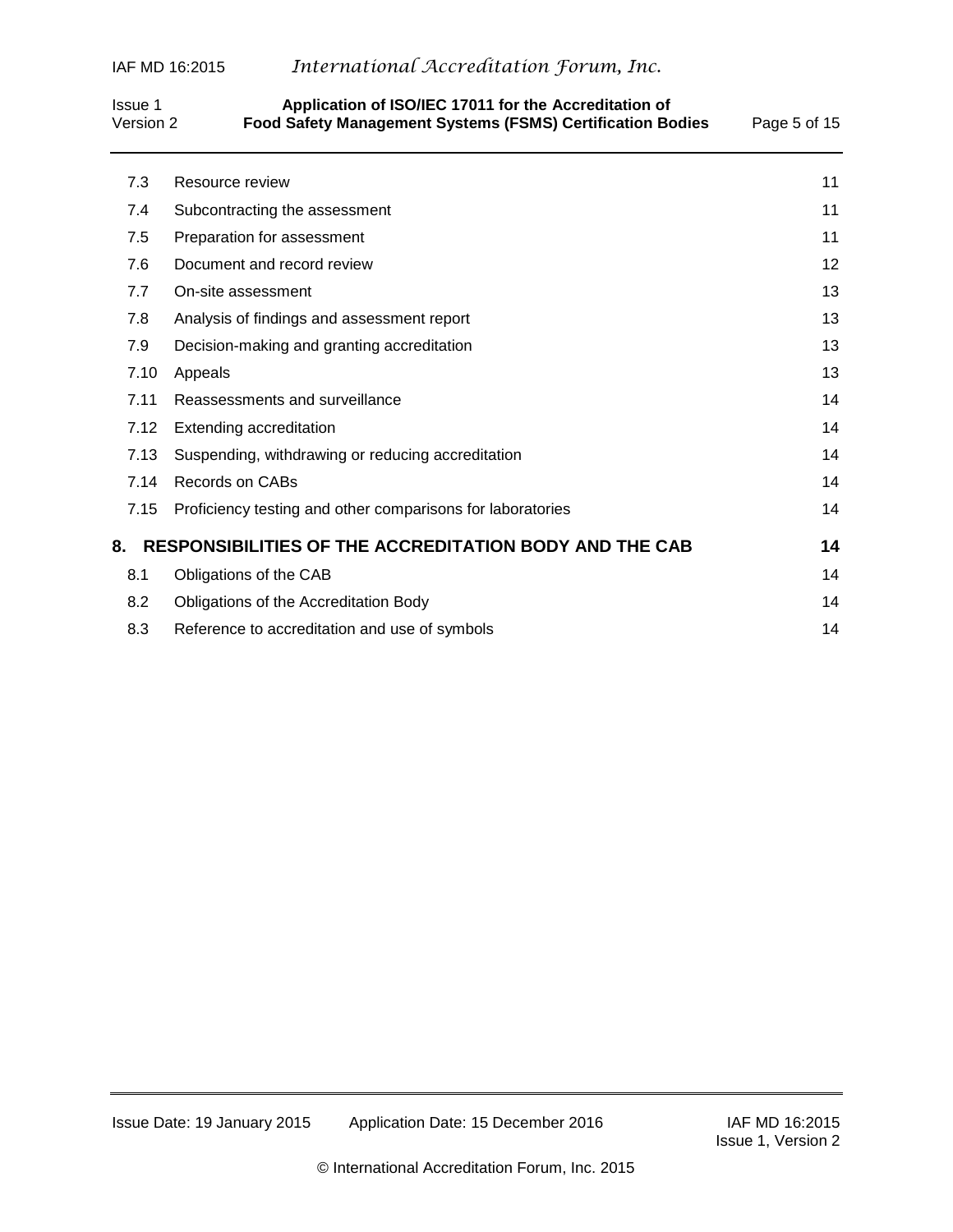| | | |
|---|---|---|
| 7.3 | Resource review | 11 |
| 7.4 | Subcontracting the assessment | 11 |
| 7.5 | Preparation for assessment | 11 |
| 7.6 | Document and record review | 12 |
| 7.7 | On-site assessment | 13 |
| 7.8 | Analysis of findings and assessment report | 13 |
| 7.9 | Decision-making and granting accreditation | 13 |
| 7.10 | Appeals | 13 |
| 7.11 | Reassessments and surveillance | 14 |
| 7.12 | Extending accreditation | 14 |
| 7.13 | Suspending, withdrawing or reducing accreditation | 14 |
| 7.14 | Records on CABs | 14 |
| 7.15 | Proficiency testing and other comparisons for laboratories | 14 |
| **8.** | **RESPONSIBILITIES OF THE ACCREDITATION BODY AND THE CAB** | **14** |
| 8.1 | Obligations of the CAB | 14 |
| 8.2 | Obligations of the Accreditation Body | 14 |
| 8.3 | Reference to accreditation and use of symbols | 14 |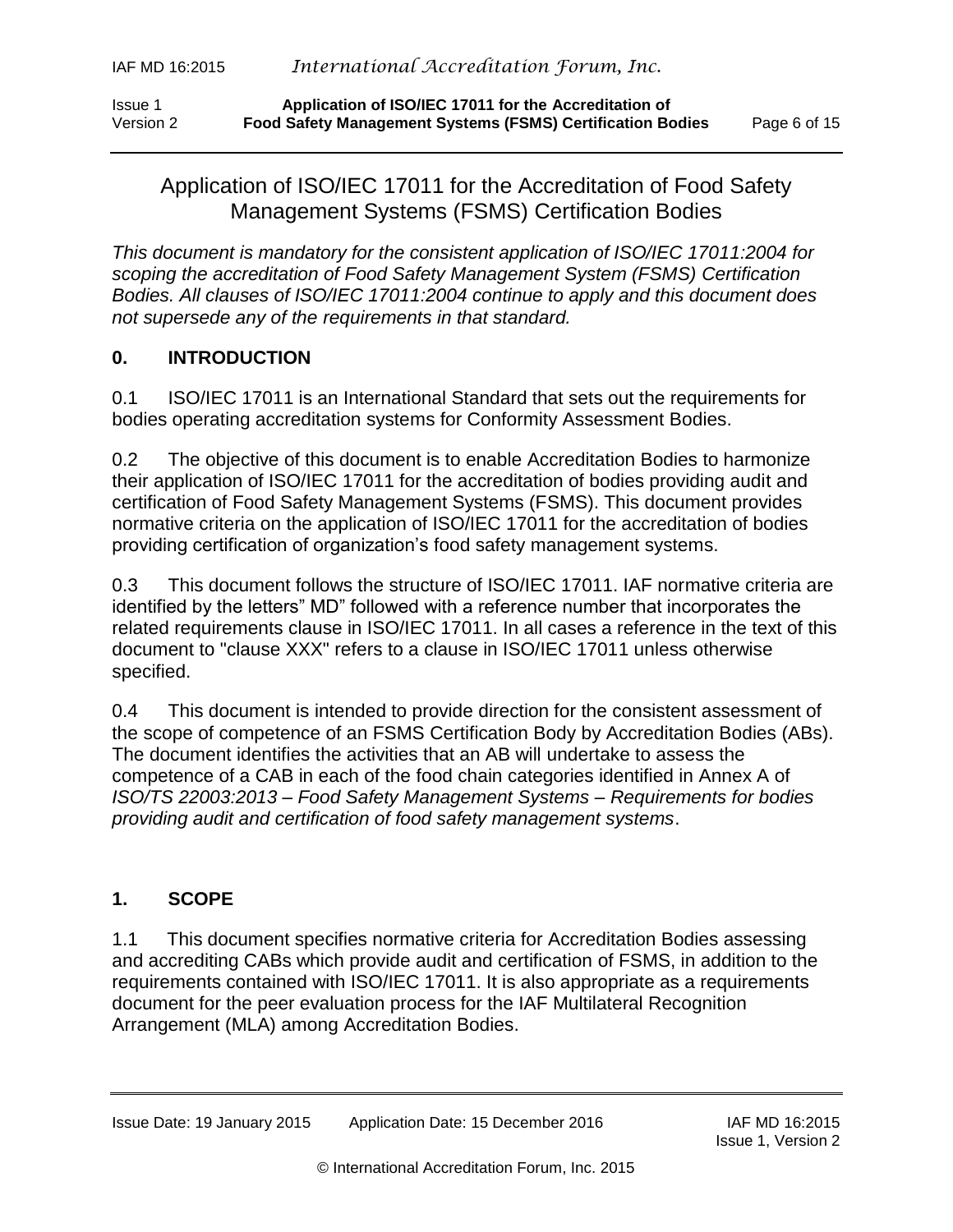# Application of ISO/IEC 17011 for the Accreditation of Food Safety Management Systems (FSMS) Certification Bodies

*This document is mandatory for the consistent application of ISO/IEC 17011:2004 for scoping the accreditation of Food Safety Management System (FSMS) Certification Bodies. All clauses of ISO/IEC 17011:2004 continue to apply and this document does not supersede any of the requirements in that standard.*

## 0. INTRODUCTION

0.1 ISO/IEC 17011 is an International Standard that sets out the requirements for bodies operating accreditation systems for Conformity Assessment Bodies.

0.2 The objective of this document is to enable Accreditation Bodies to harmonize their application of ISO/IEC 17011 for the accreditation of bodies providing audit and certification of Food Safety Management Systems (FSMS). This document provides normative criteria on the application of ISO/IEC 17011 for the accreditation of bodies providing certification of organization's food safety management systems.

0.3 This document follows the structure of ISO/IEC 17011. IAF normative criteria are identified by the letters" MD" followed with a reference number that incorporates the related requirements clause in ISO/IEC 17011. In all cases a reference in the text of this document to "clause XXX" refers to a clause in ISO/IEC 17011 unless otherwise specified.

0.4 This document is intended to provide direction for the consistent assessment of the scope of competence of an FSMS Certification Body by Accreditation Bodies (ABs). The document identifies the activities that an AB will undertake to assess the competence of a CAB in each of the food chain categories identified in Annex A of *ISO/TS 22003:2013 – Food Safety Management Systems – Requirements for bodies providing audit and certification of food safety management systems*.

## 1. SCOPE

1.1 This document specifies normative criteria for Accreditation Bodies assessing and accrediting CABs which provide audit and certification of FSMS, in addition to the requirements contained with ISO/IEC 17011. It is also appropriate as a requirements document for the peer evaluation process for the IAF Multilateral Recognition Arrangement (MLA) among Accreditation Bodies.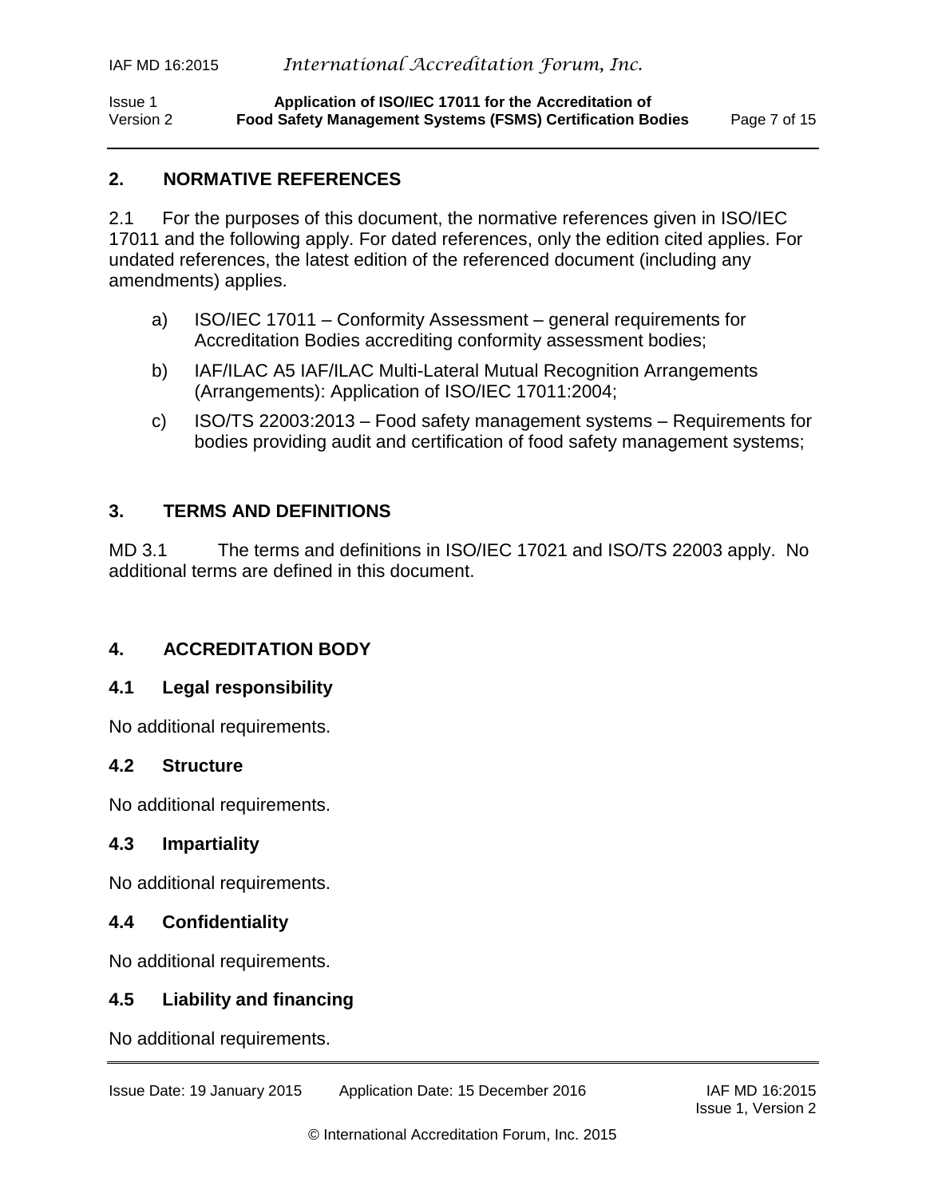## 2. NORMATIVE REFERENCES

2.1 For the purposes of this document, the normative references given in ISO/IEC 17011 and the following apply. For dated references, only the edition cited applies. For undated references, the latest edition of the referenced document (including any amendments) applies.

a) ISO/IEC 17011 – Conformity Assessment – general requirements for Accreditation Bodies accrediting conformity assessment bodies;

b) IAF/ILAC A5 IAF/ILAC Multi-Lateral Mutual Recognition Arrangements (Arrangements): Application of ISO/IEC 17011:2004;

c) ISO/TS 22003:2013 – Food safety management systems – Requirements for bodies providing audit and certification of food safety management systems;

## 3. TERMS AND DEFINITIONS

MD 3.1 The terms and definitions in ISO/IEC 17021 and ISO/TS 22003 apply. No additional terms are defined in this document.

## 4. ACCREDITATION BODY

### 4.1 Legal responsibility

No additional requirements.

### 4.2 Structure

No additional requirements.

### 4.3 Impartiality

No additional requirements.

### 4.4 Confidentiality

No additional requirements.

### 4.5 Liability and financing

No additional requirements.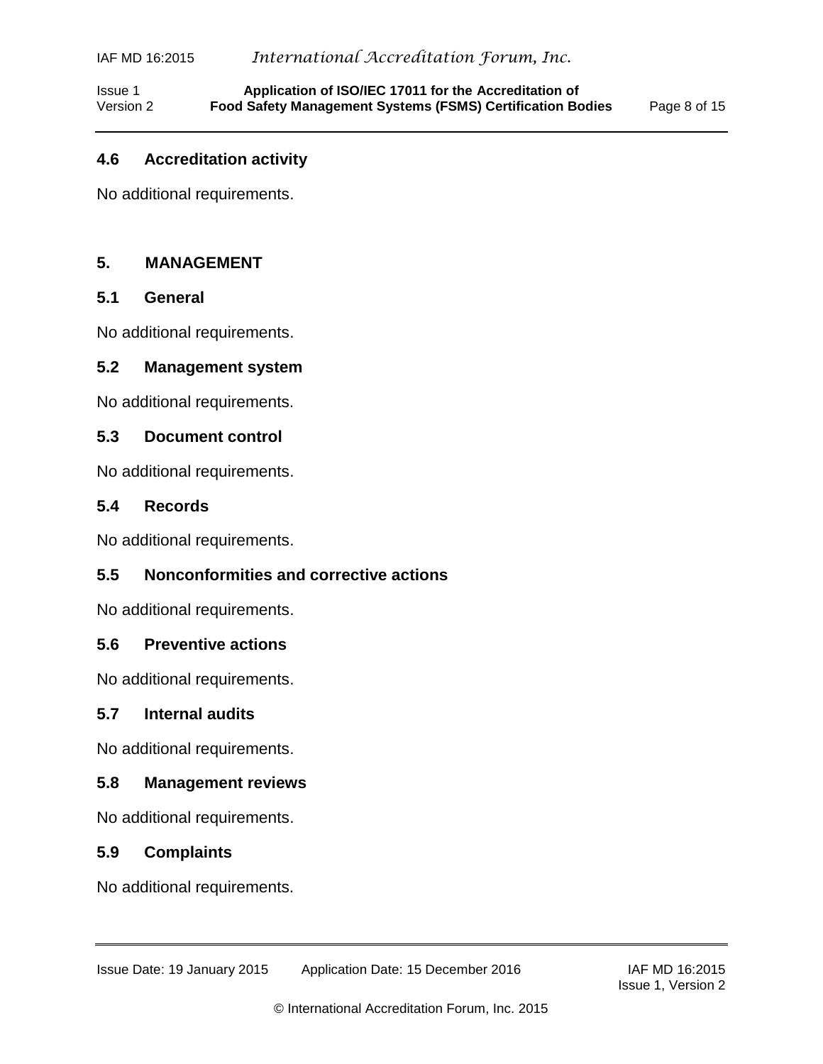### 4.6 Accreditation activity

No additional requirements.

## 5. MANAGEMENT

### 5.1 General

No additional requirements.

### 5.2 Management system

No additional requirements.

### 5.3 Document control

No additional requirements.

### 5.4 Records

No additional requirements.

### 5.5 Nonconformities and corrective actions

No additional requirements.

### 5.6 Preventive actions

No additional requirements.

### 5.7 Internal audits

No additional requirements.

### 5.8 Management reviews

No additional requirements.

### 5.9 Complaints

No additional requirements.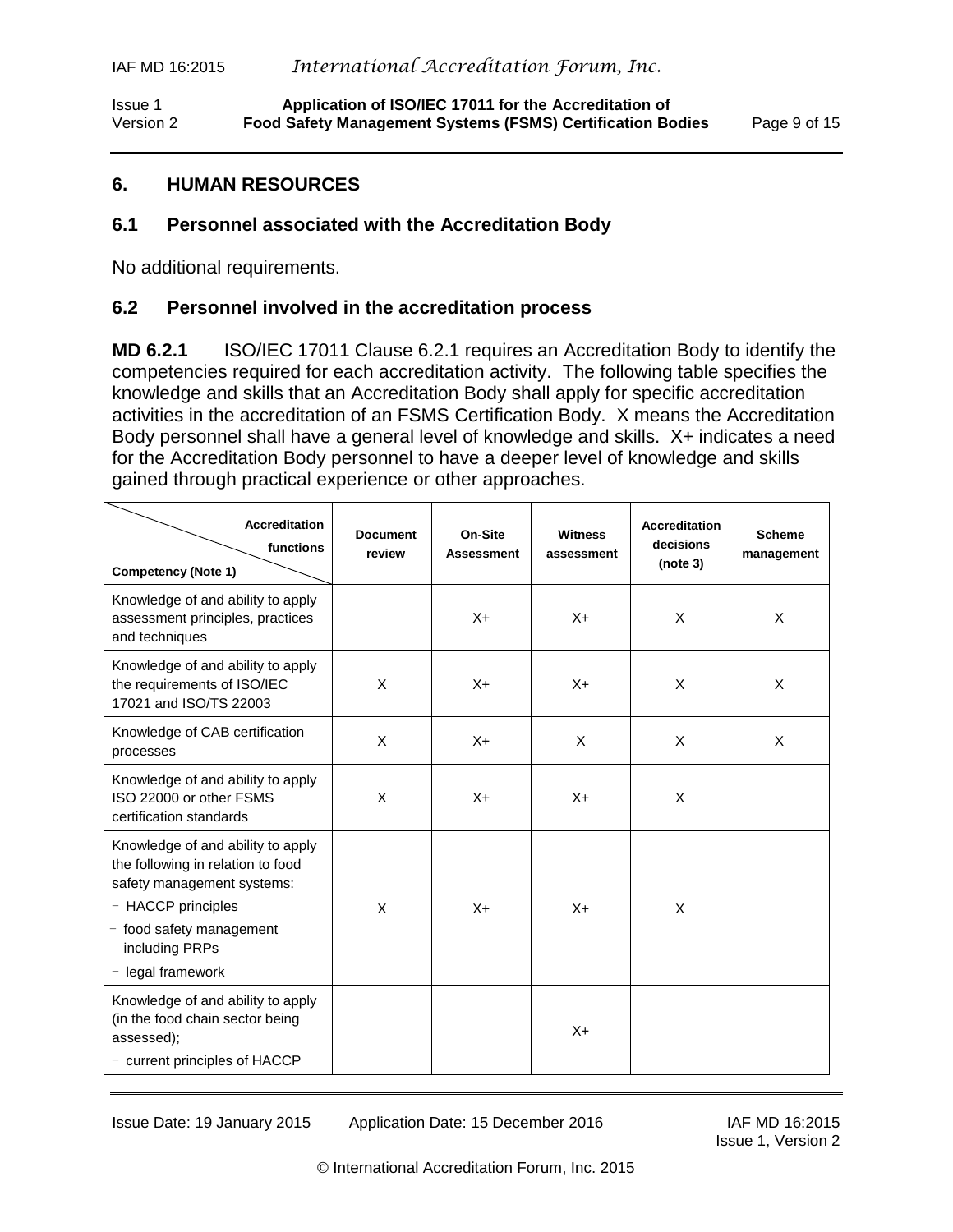## 6. HUMAN RESOURCES

### 6.1 Personnel associated with the Accreditation Body

No additional requirements.

### 6.2 Personnel involved in the accreditation process

**MD 6.2.1** ISO/IEC 17011 Clause 6.2.1 requires an Accreditation Body to identify the competencies required for each accreditation activity. The following table specifies the knowledge and skills that an Accreditation Body shall apply for specific accreditation activities in the accreditation of an FSMS Certification Body. X means the Accreditation Body personnel shall have a general level of knowledge and skills. X+ indicates a need for the Accreditation Body personnel to have a deeper level of knowledge and skills gained through practical experience or other approaches.

| Accreditation functions / Competency (Note 1) | Document review | On-Site Assessment | Witness assessment | Accreditation decisions (note 3) | Scheme management |
|---|---|---|---|---|---|
| Knowledge of and ability to apply assessment principles, practices and techniques | | X+ | X+ | X | X |
| Knowledge of and ability to apply the requirements of ISO/IEC 17021 and ISO/TS 22003 | X | X+ | X+ | X | X |
| Knowledge of CAB certification processes | X | X+ | X | X | X |
| Knowledge of and ability to apply ISO 22000 or other FSMS certification standards | X | X+ | X+ | X | |
| Knowledge of and ability to apply the following in relation to food safety management systems:<br>- HACCP principles<br>- food safety management including PRPs<br>- legal framework | X | X+ | X+ | X | |
| Knowledge of and ability to apply (in the food chain sector being assessed);<br>- current principles of HACCP | | | X+ | | |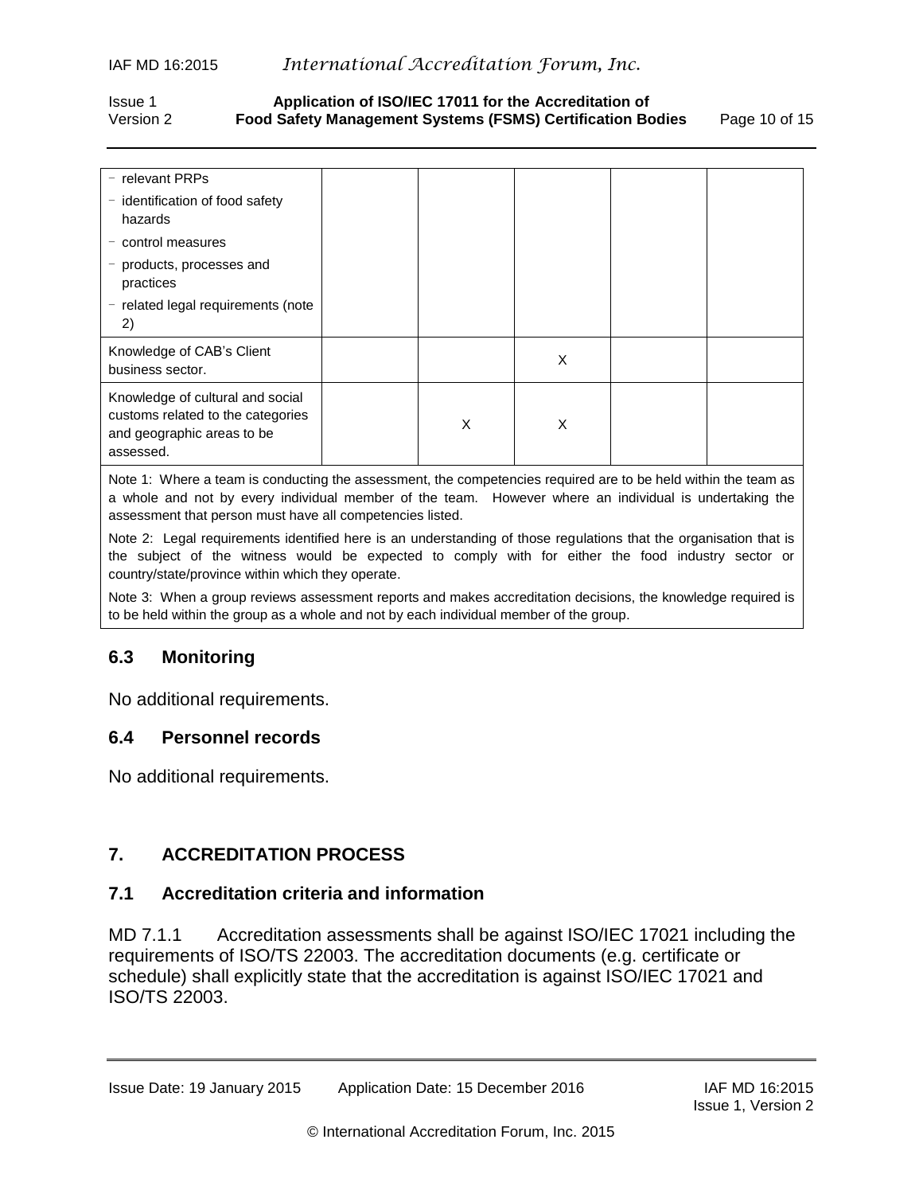| | | | | | |
|---|---|---|---|---|---|
| - relevant PRPs<br>- identification of food safety hazards<br>- control measures<br>- products, processes and practices<br>- related legal requirements (note 2) | | | | | |
| Knowledge of CAB's Client business sector. | | | X | | |
| Knowledge of cultural and social customs related to the categories and geographic areas to be assessed. | | X | X | | |

Note 1: Where a team is conducting the assessment, the competencies required are to be held within the team as a whole and not by every individual member of the team. However where an individual is undertaking the assessment that person must have all competencies listed.

Note 2: Legal requirements identified here is an understanding of those regulations that the organisation that is the subject of the witness would be expected to comply with for either the food industry sector or country/state/province within which they operate.

Note 3: When a group reviews assessment reports and makes accreditation decisions, the knowledge required is to be held within the group as a whole and not by each individual member of the group.

### 6.3 Monitoring

No additional requirements.

### 6.4 Personnel records

No additional requirements.

## 7. ACCREDITATION PROCESS

### 7.1 Accreditation criteria and information

MD 7.1.1 Accreditation assessments shall be against ISO/IEC 17021 including the requirements of ISO/TS 22003. The accreditation documents (e.g. certificate or schedule) shall explicitly state that the accreditation is against ISO/IEC 17021 and ISO/TS 22003.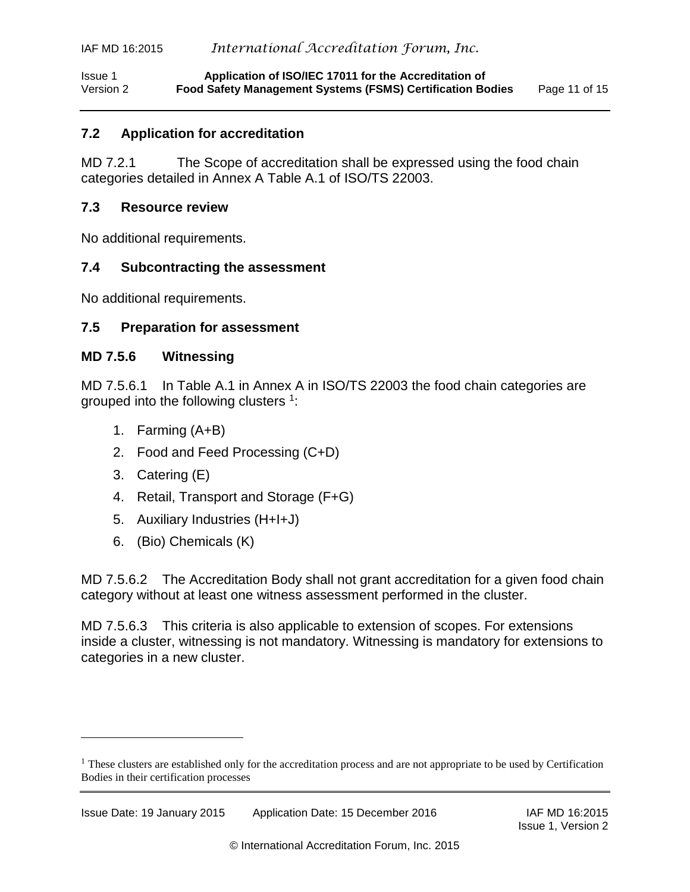## 7.2 Application for accreditation

MD 7.2.1 The Scope of accreditation shall be expressed using the food chain categories detailed in Annex A Table A.1 of ISO/TS 22003.

## 7.3 Resource review

No additional requirements.

## 7.4 Subcontracting the assessment

No additional requirements.

## 7.5 Preparation for assessment

### MD 7.5.6 Witnessing

MD 7.5.6.1 In Table A.1 in Annex A in ISO/TS 22003 the food chain categories are grouped into the following clusters [1]:

1. Farming (A+B)
2. Food and Feed Processing (C+D)
3. Catering (E)
4. Retail, Transport and Storage (F+G)
5. Auxiliary Industries (H+I+J)
6. (Bio) Chemicals (K)

MD 7.5.6.2 The Accreditation Body shall not grant accreditation for a given food chain category without at least one witness assessment performed in the cluster.

MD 7.5.6.3 This criteria is also applicable to extension of scopes. For extensions inside a cluster, witnessing is not mandatory. Witnessing is mandatory for extensions to categories in a new cluster.

---

[1] These clusters are established only for the accreditation process and are not appropriate to be used by Certification Bodies in their certification processes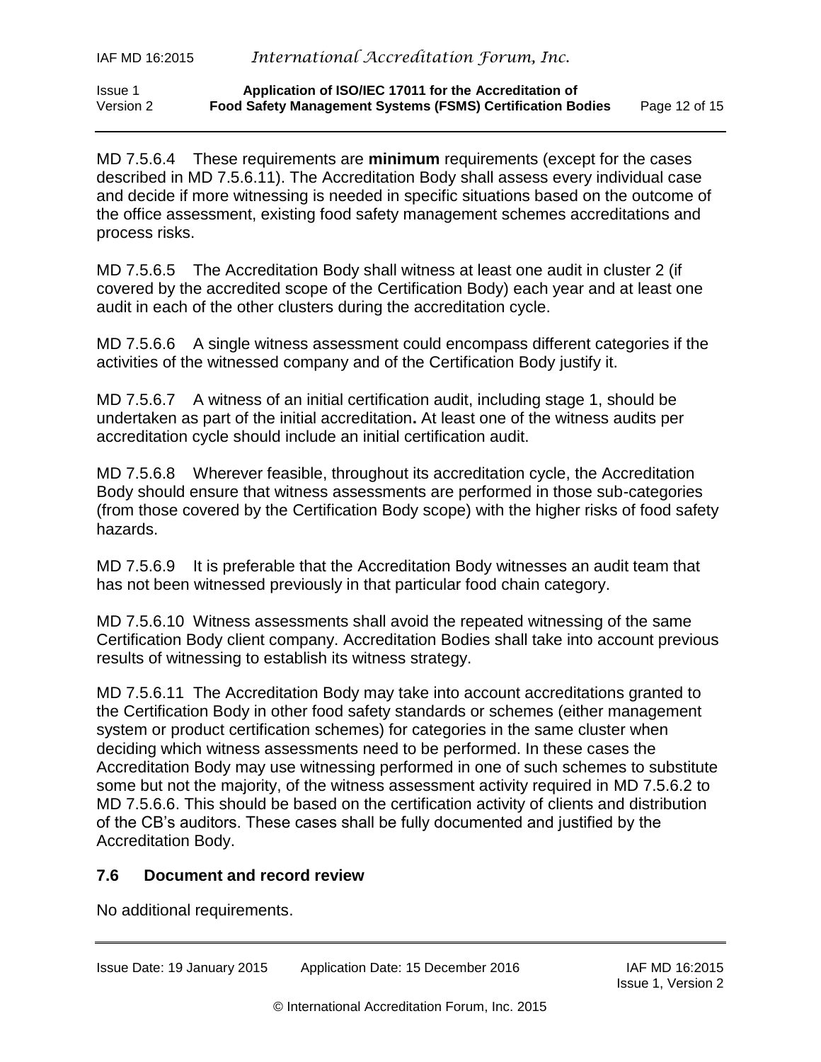MD 7.5.6.4 These requirements are **minimum** requirements (except for the cases described in MD 7.5.6.11). The Accreditation Body shall assess every individual case and decide if more witnessing is needed in specific situations based on the outcome of the office assessment, existing food safety management schemes accreditations and process risks.

MD 7.5.6.5 The Accreditation Body shall witness at least one audit in cluster 2 (if covered by the accredited scope of the Certification Body) each year and at least one audit in each of the other clusters during the accreditation cycle.

MD 7.5.6.6 A single witness assessment could encompass different categories if the activities of the witnessed company and of the Certification Body justify it.

MD 7.5.6.7 A witness of an initial certification audit, including stage 1, should be undertaken as part of the initial accreditation**.** At least one of the witness audits per accreditation cycle should include an initial certification audit.

MD 7.5.6.8 Wherever feasible, throughout its accreditation cycle, the Accreditation Body should ensure that witness assessments are performed in those sub-categories (from those covered by the Certification Body scope) with the higher risks of food safety hazards.

MD 7.5.6.9 It is preferable that the Accreditation Body witnesses an audit team that has not been witnessed previously in that particular food chain category.

MD 7.5.6.10 Witness assessments shall avoid the repeated witnessing of the same Certification Body client company. Accreditation Bodies shall take into account previous results of witnessing to establish its witness strategy.

MD 7.5.6.11 The Accreditation Body may take into account accreditations granted to the Certification Body in other food safety standards or schemes (either management system or product certification schemes) for categories in the same cluster when deciding which witness assessments need to be performed. In these cases the Accreditation Body may use witnessing performed in one of such schemes to substitute some but not the majority, of the witness assessment activity required in MD 7.5.6.2 to MD 7.5.6.6. This should be based on the certification activity of clients and distribution of the CB's auditors. These cases shall be fully documented and justified by the Accreditation Body.

### 7.6 Document and record review

No additional requirements.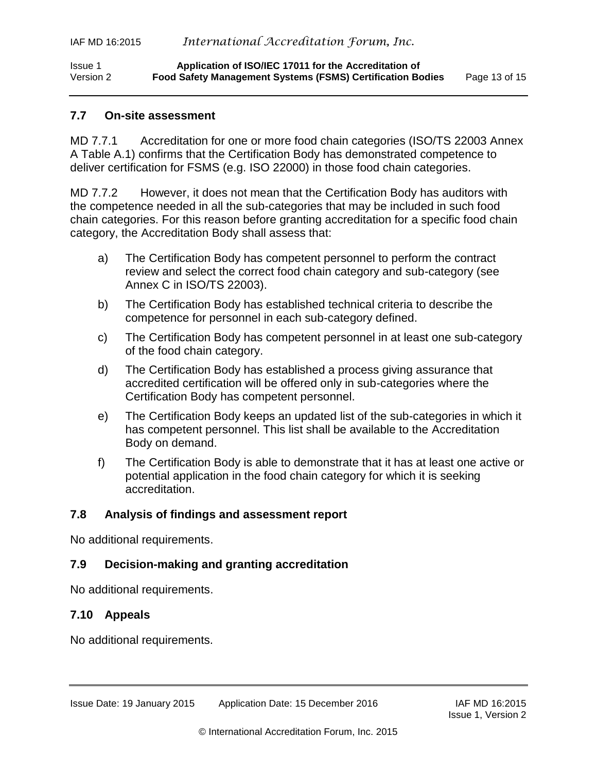### 7.7 On-site assessment

MD 7.7.1 Accreditation for one or more food chain categories (ISO/TS 22003 Annex A Table A.1) confirms that the Certification Body has demonstrated competence to deliver certification for FSMS (e.g. ISO 22000) in those food chain categories.

MD 7.7.2 However, it does not mean that the Certification Body has auditors with the competence needed in all the sub-categories that may be included in such food chain categories. For this reason before granting accreditation for a specific food chain category, the Accreditation Body shall assess that:

a) The Certification Body has competent personnel to perform the contract review and select the correct food chain category and sub-category (see Annex C in ISO/TS 22003).

b) The Certification Body has established technical criteria to describe the competence for personnel in each sub-category defined.

c) The Certification Body has competent personnel in at least one sub-category of the food chain category.

d) The Certification Body has established a process giving assurance that accredited certification will be offered only in sub-categories where the Certification Body has competent personnel.

e) The Certification Body keeps an updated list of the sub-categories in which it has competent personnel. This list shall be available to the Accreditation Body on demand.

f) The Certification Body is able to demonstrate that it has at least one active or potential application in the food chain category for which it is seeking accreditation.

### 7.8 Analysis of findings and assessment report

No additional requirements.

### 7.9 Decision-making and granting accreditation

No additional requirements.

### 7.10 Appeals

No additional requirements.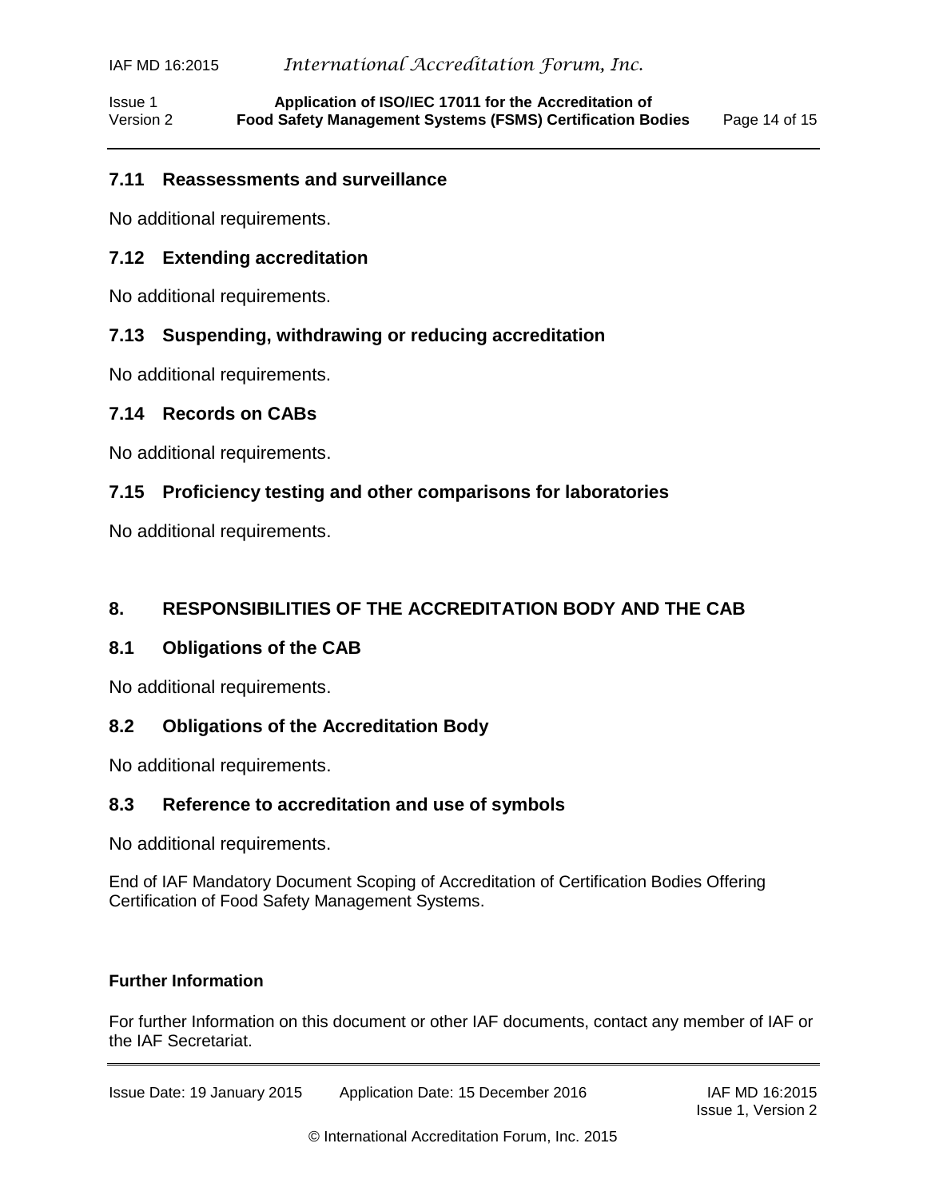## 7.11 Reassessments and surveillance

No additional requirements.

## 7.12 Extending accreditation

No additional requirements.

## 7.13 Suspending, withdrawing or reducing accreditation

No additional requirements.

## 7.14 Records on CABs

No additional requirements.

## 7.15 Proficiency testing and other comparisons for laboratories

No additional requirements.

# 8. RESPONSIBILITIES OF THE ACCREDITATION BODY AND THE CAB

## 8.1 Obligations of the CAB

No additional requirements.

## 8.2 Obligations of the Accreditation Body

No additional requirements.

## 8.3 Reference to accreditation and use of symbols

No additional requirements.

End of IAF Mandatory Document Scoping of Accreditation of Certification Bodies Offering Certification of Food Safety Management Systems.

**Further Information**

For further Information on this document or other IAF documents, contact any member of IAF or the IAF Secretariat.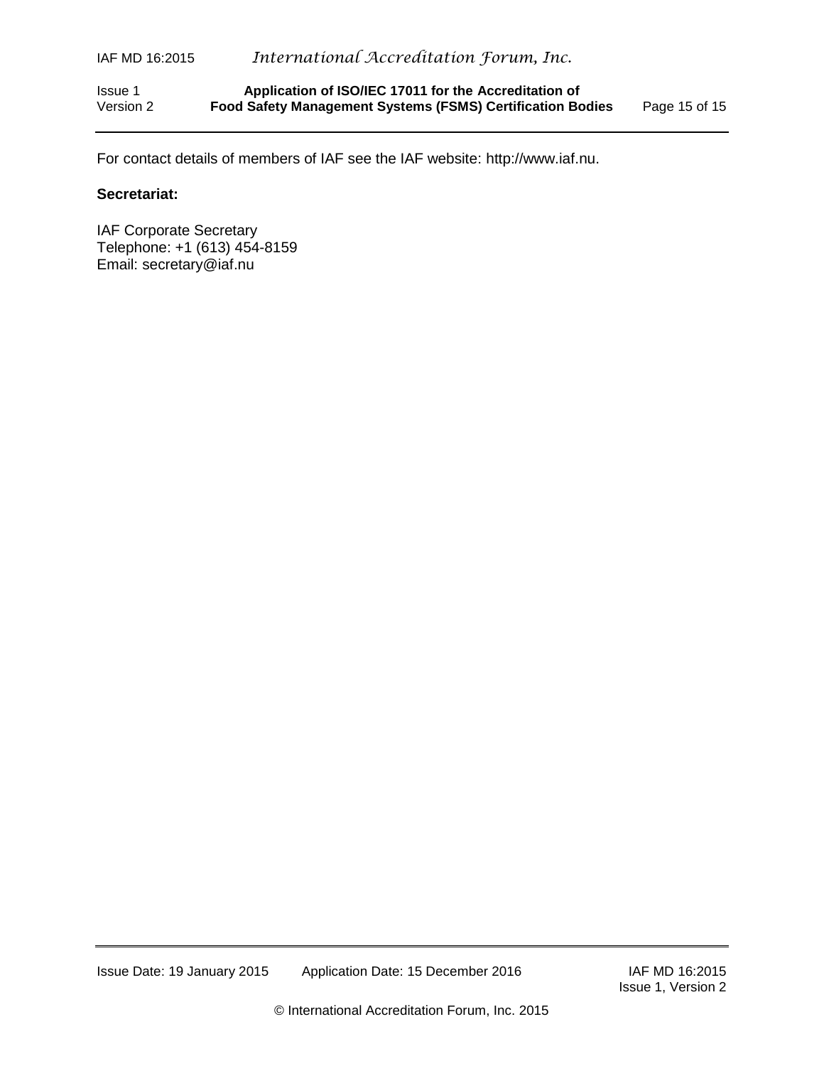For contact details of members of IAF see the IAF website: http://www.iaf.nu.

**Secretariat:**

IAF Corporate Secretary
Telephone: +1 (613) 454-8159
Email: secretary@iaf.nu